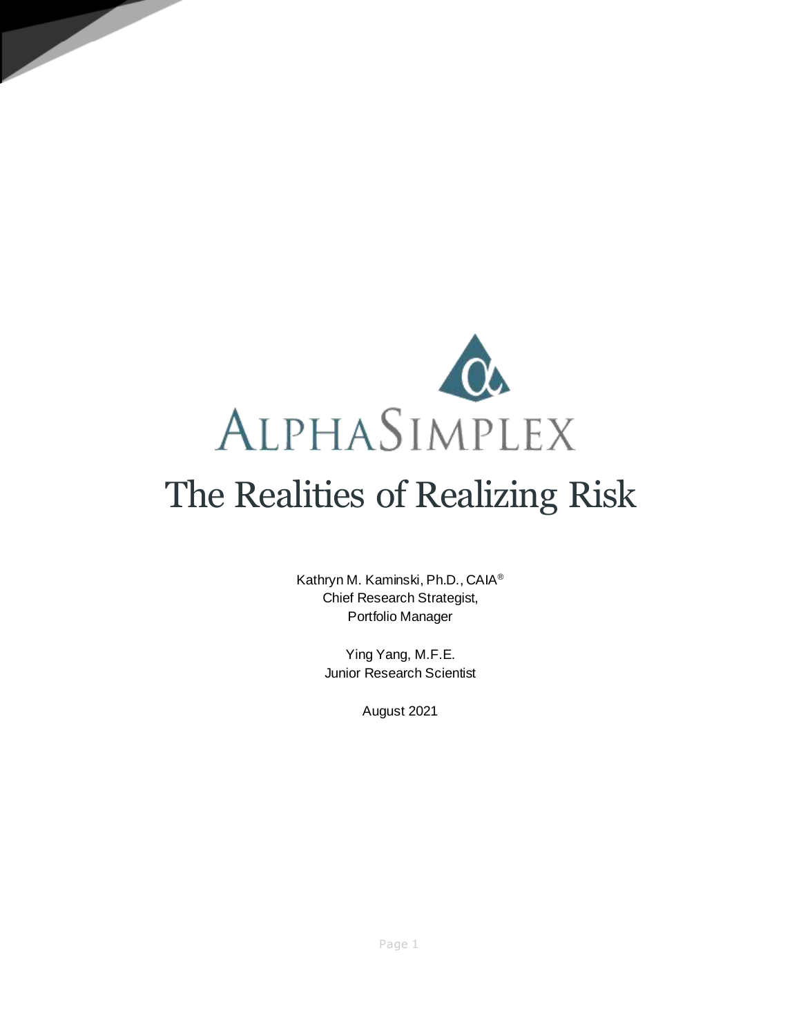ALPHASIMPLEX

# The Realities of Realizing Risk

Kathryn M. Kaminski, Ph.D., CAIA®
Chief Research Strategist,
Portfolio Manager

Ying Yang, M.F.E.
Junior Research Scientist

August 2021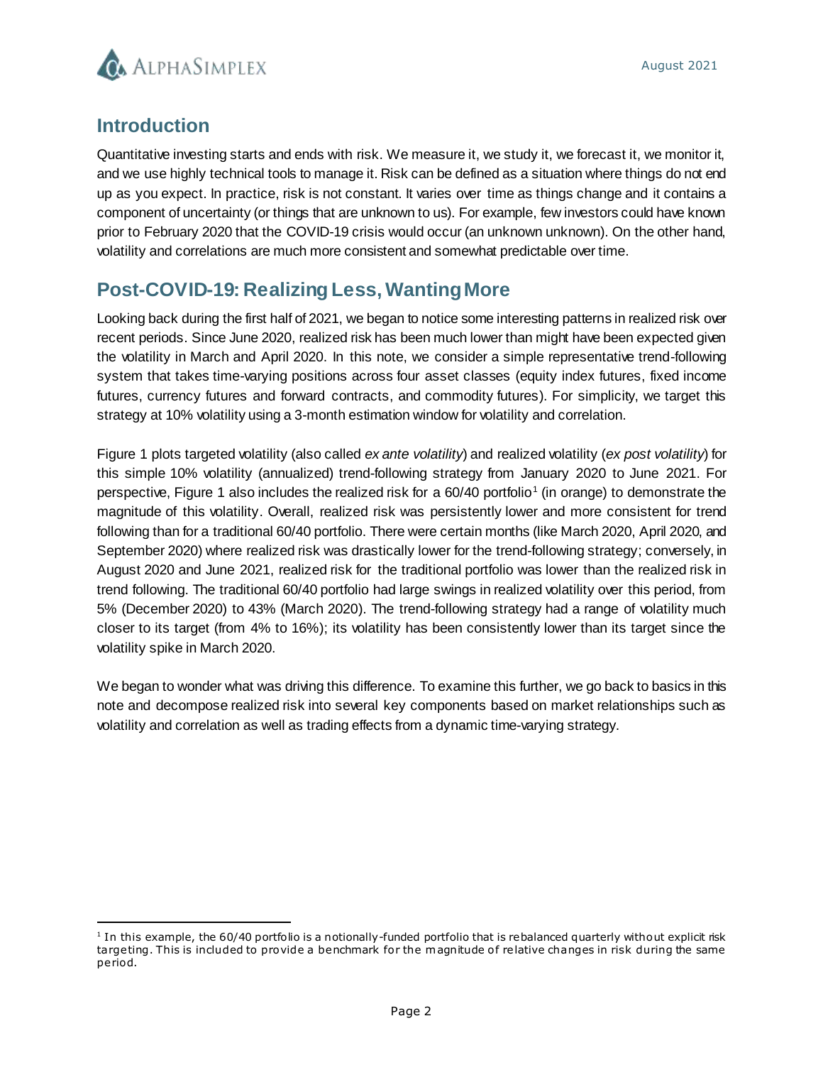## Introduction

Quantitative investing starts and ends with risk. We measure it, we study it, we forecast it, we monitor it, and we use highly technical tools to manage it. Risk can be defined as a situation where things do not end up as you expect. In practice, risk is not constant. It varies over time as things change and it contains a component of uncertainty (or things that are unknown to us). For example, few investors could have known prior to February 2020 that the COVID-19 crisis would occur (an unknown unknown). On the other hand, volatility and correlations are much more consistent and somewhat predictable over time.

## Post-COVID-19: Realizing Less, Wanting More

Looking back during the first half of 2021, we began to notice some interesting patterns in realized risk over recent periods. Since June 2020, realized risk has been much lower than might have been expected given the volatility in March and April 2020. In this note, we consider a simple representative trend-following system that takes time-varying positions across four asset classes (equity index futures, fixed income futures, currency futures and forward contracts, and commodity futures). For simplicity, we target this strategy at 10% volatility using a 3-month estimation window for volatility and correlation.

Figure 1 plots targeted volatility (also called *ex ante volatility*) and realized volatility (*ex post volatility*) for this simple 10% volatility (annualized) trend-following strategy from January 2020 to June 2021. For perspective, Figure 1 also includes the realized risk for a 60/40 portfolio[1] (in orange) to demonstrate the magnitude of this volatility. Overall, realized risk was persistently lower and more consistent for trend following than for a traditional 60/40 portfolio. There were certain months (like March 2020, April 2020, and September 2020) where realized risk was drastically lower for the trend-following strategy; conversely, in August 2020 and June 2021, realized risk for the traditional portfolio was lower than the realized risk in trend following. The traditional 60/40 portfolio had large swings in realized volatility over this period, from 5% (December 2020) to 43% (March 2020). The trend-following strategy had a range of volatility much closer to its target (from 4% to 16%); its volatility has been consistently lower than its target since the volatility spike in March 2020.

We began to wonder what was driving this difference. To examine this further, we go back to basics in this note and decompose realized risk into several key components based on market relationships such as volatility and correlation as well as trading effects from a dynamic time-varying strategy.

[1] In this example, the 60/40 portfolio is a notionally-funded portfolio that is rebalanced quarterly without explicit risk targeting. This is included to provide a benchmark for the magnitude of relative changes in risk during the same period.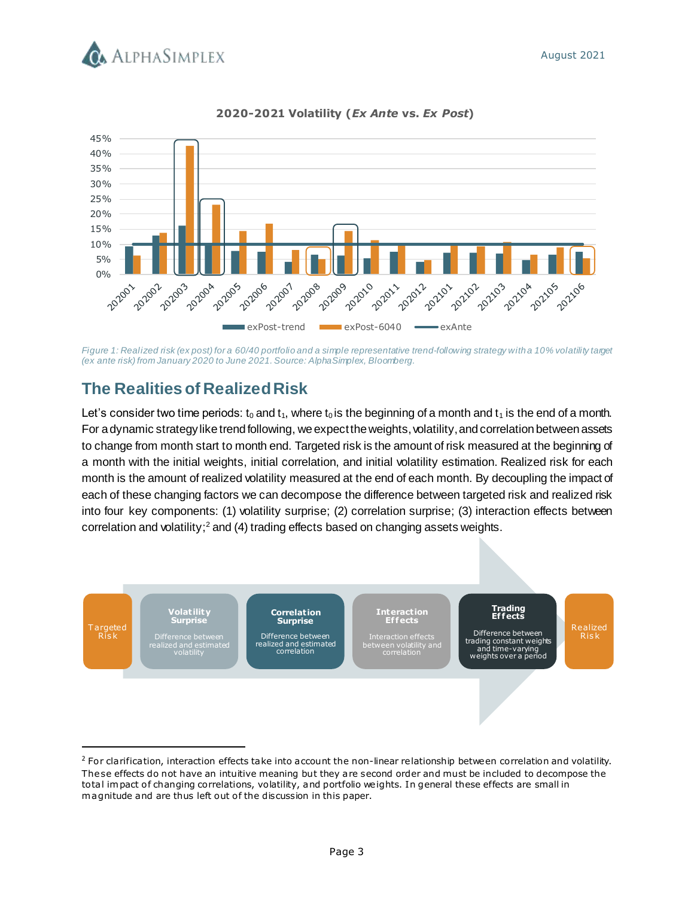**2020-2021 Volatility (*Ex Ante* vs. *Ex Post*)**

*Figure 1: Realized risk (ex post) for a 60/40 portfolio and a simple representative trend-following strategy with a 10% volatility target (ex ante risk) from January 2020 to June 2021. Source: AlphaSimplex, Bloomberg.*

## The Realities of Realized Risk

Let's consider two time periods: $t_0$ and $t_1$, where $t_0$ is the beginning of a month and $t_1$ is the end of a month. For a dynamic strategy like trend following, we expect the weights, volatility, and correlation between assets to change from month start to month end. Targeted risk is the amount of risk measured at the beginning of a month with the initial weights, initial correlation, and initial volatility estimation. Realized risk for each month is the amount of realized volatility measured at the end of each month. By decoupling the impact of each of these changing factors we can decompose the difference between targeted risk and realized risk into four key components: (1) volatility surprise; (2) correlation surprise; (3) interaction effects between correlation and volatility;[2] and (4) trading effects based on changing assets weights.

Targeted Risk → **Volatility Surprise**: Difference between realized and estimated volatility → **Correlation Surprise**: Difference between realized and estimated correlation → **Interaction Effects**: Interaction effects between volatility and correlation → **Trading Effects**: Difference between trading constant weights and time-varying weights over a period → Realized Risk

[2] For clarification, interaction effects take into account the non-linear relationship between correlation and volatility. These effects do not have an intuitive meaning but they are second order and must be included to decompose the total impact of changing correlations, volatility, and portfolio weights. In general these effects are small in magnitude and are thus left out of the discussion in this paper.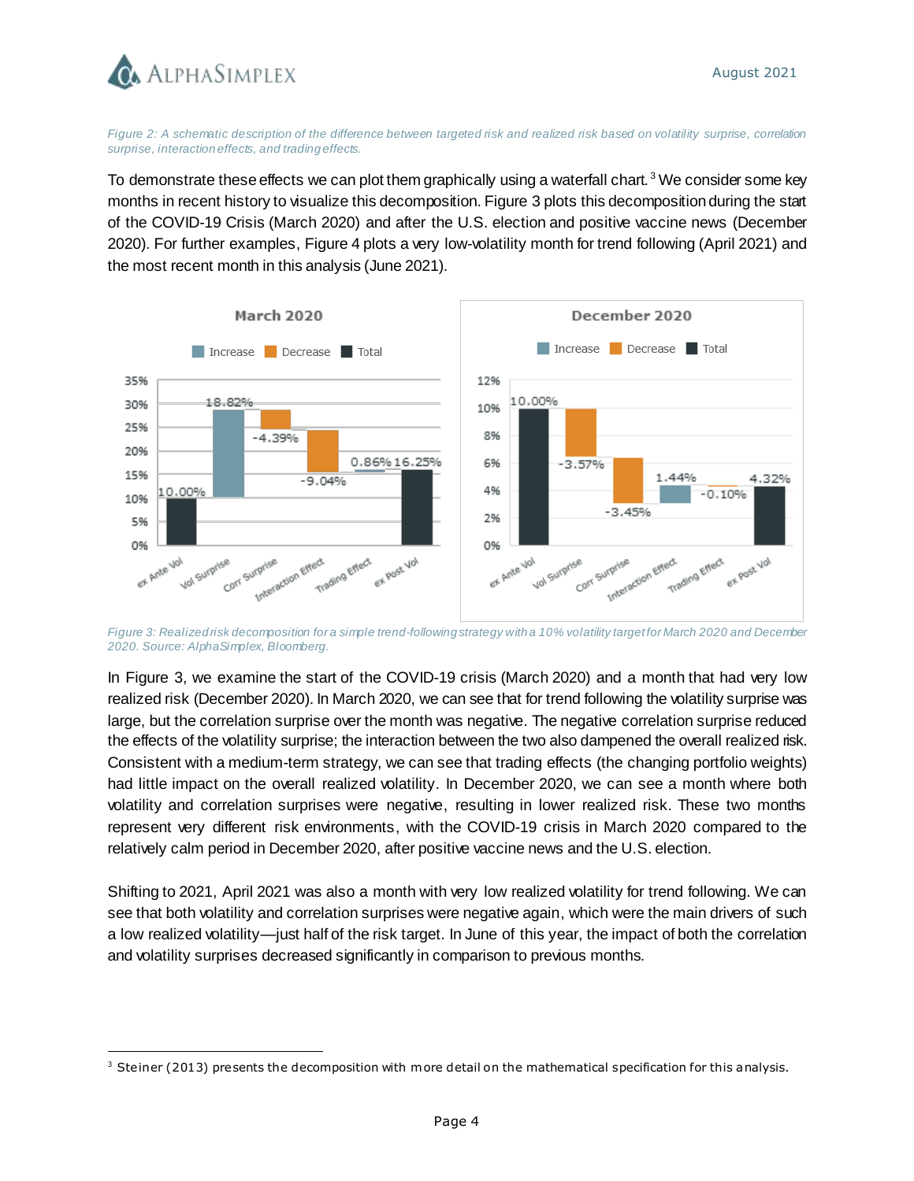*Figure 2: A schematic description of the difference between targeted risk and realized risk based on volatility surprise, correlation surprise, interaction effects, and trading effects.*

To demonstrate these effects we can plot them graphically using a waterfall chart.[3] We consider some key months in recent history to visualize this decomposition. Figure 3 plots this decomposition during the start of the COVID-19 Crisis (March 2020) and after the U.S. election and positive vaccine news (December 2020). For further examples, Figure 4 plots a very low-volatility month for trend following (April 2021) and the most recent month in this analysis (June 2021).

*Figure 3: Realized risk decomposition for a simple trend-following strategy with a 10% volatility target for March 2020 and December 2020. Source: AlphaSimplex, Bloomberg.*

In Figure 3, we examine the start of the COVID-19 crisis (March 2020) and a month that had very low realized risk (December 2020). In March 2020, we can see that for trend following the volatility surprise was large, but the correlation surprise over the month was negative. The negative correlation surprise reduced the effects of the volatility surprise; the interaction between the two also dampened the overall realized risk. Consistent with a medium-term strategy, we can see that trading effects (the changing portfolio weights) had little impact on the overall realized volatility. In December 2020, we can see a month where both volatility and correlation surprises were negative, resulting in lower realized risk. These two months represent very different risk environments, with the COVID-19 crisis in March 2020 compared to the relatively calm period in December 2020, after positive vaccine news and the U.S. election.

Shifting to 2021, April 2021 was also a month with very low realized volatility for trend following. We can see that both volatility and correlation surprises were negative again, which were the main drivers of such a low realized volatility—just half of the risk target. In June of this year, the impact of both the correlation and volatility surprises decreased significantly in comparison to previous months.

[3] Steiner (2013) presents the decomposition with more detail on the mathematical specification for this analysis.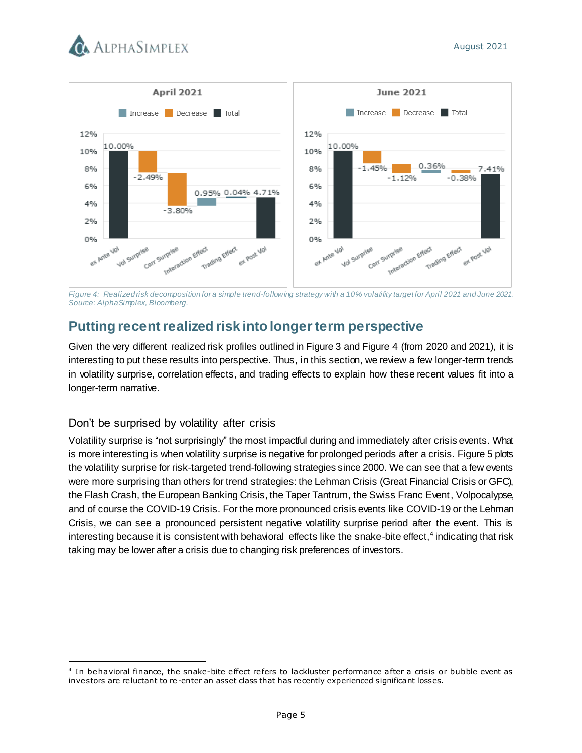Figure 4: Realized risk decomposition for a simple trend-following strategy with a 10% volatility target for April 2021 and June 2021. Source: AlphaSimplex, Bloomberg.

## Putting recent realized risk into longer term perspective

Given the very different realized risk profiles outlined in Figure 3 and Figure 4 (from 2020 and 2021), it is interesting to put these results into perspective. Thus, in this section, we review a few longer-term trends in volatility surprise, correlation effects, and trading effects to explain how these recent values fit into a longer-term narrative.

### Don't be surprised by volatility after crisis

Volatility surprise is "not surprisingly" the most impactful during and immediately after crisis events. What is more interesting is when volatility surprise is negative for prolonged periods after a crisis. Figure 5 plots the volatility surprise for risk-targeted trend-following strategies since 2000. We can see that a few events were more surprising than others for trend strategies: the Lehman Crisis (Great Financial Crisis or GFC), the Flash Crash, the European Banking Crisis, the Taper Tantrum, the Swiss Franc Event, Volpocalypse, and of course the COVID-19 Crisis. For the more pronounced crisis events like COVID-19 or the Lehman Crisis, we can see a pronounced persistent negative volatility surprise period after the event. This is interesting because it is consistent with behavioral effects like the snake-bite effect,[4] indicating that risk taking may be lower after a crisis due to changing risk preferences of investors.

[4] In behavioral finance, the snake-bite effect refers to lackluster performance after a crisis or bubble event as investors are reluctant to re-enter an asset class that has recently experienced significant losses.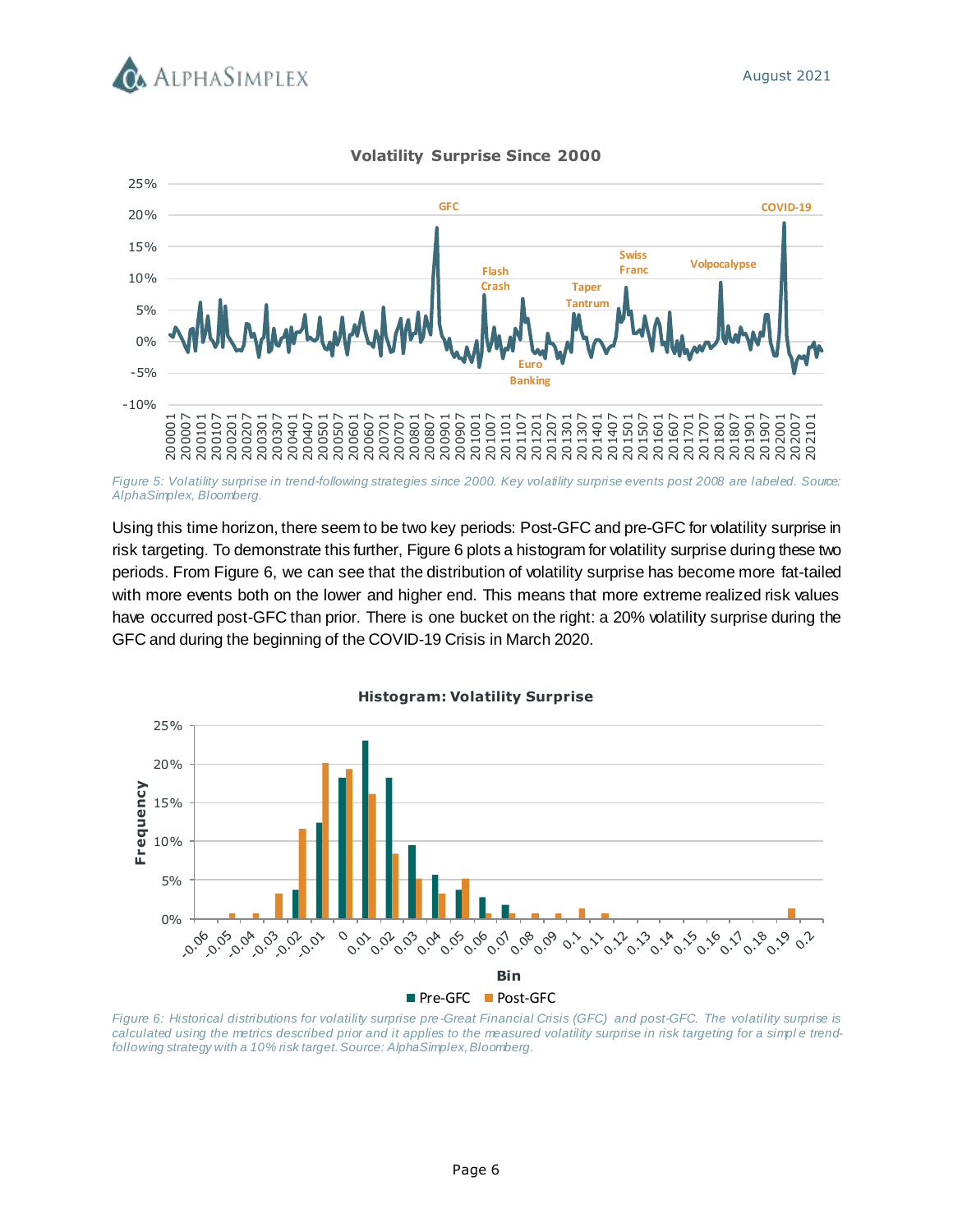Figure 5: Volatility surprise in trend-following strategies since 2000. Key volatility surprise events post 2008 are labeled. Source: AlphaSimplex, Bloomberg.

Using this time horizon, there seem to be two key periods: Post-GFC and pre-GFC for volatility surprise in risk targeting. To demonstrate this further, Figure 6 plots a histogram for volatility surprise during these two periods. From Figure 6, we can see that the distribution of volatility surprise has become more fat-tailed with more events both on the lower and higher end. This means that more extreme realized risk values have occurred post-GFC than prior. There is one bucket on the right: a 20% volatility surprise during the GFC and during the beginning of the COVID-19 Crisis in March 2020.

Figure 6: Historical distributions for volatility surprise pre-Great Financial Crisis (GFC) and post-GFC. The volatility surprise is calculated using the metrics described prior and it applies to the measured volatility surprise in risk targeting for a simple trend-following strategy with a 10% risk target. Source: AlphaSimplex, Bloomberg.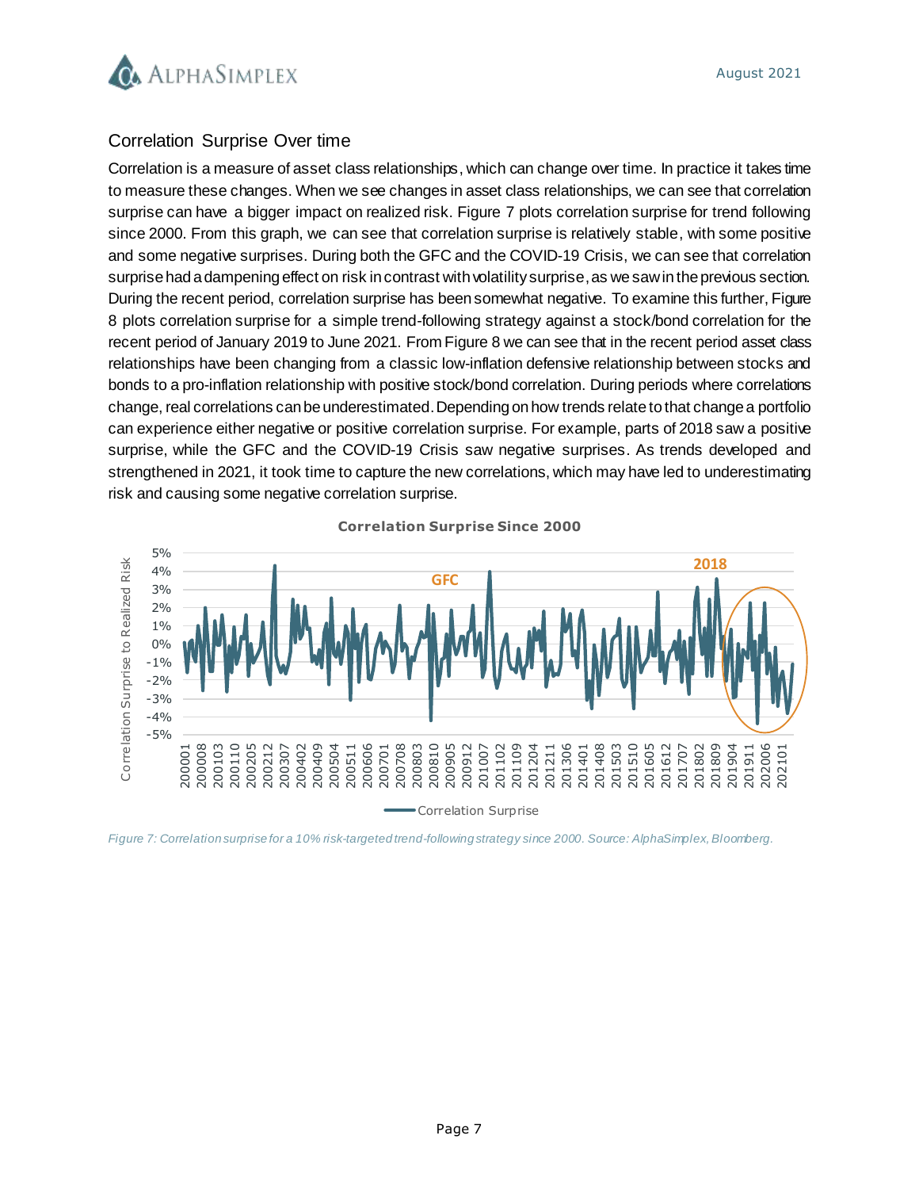## Correlation Surprise Over time

Correlation is a measure of asset class relationships, which can change over time. In practice it takes time to measure these changes. When we see changes in asset class relationships, we can see that correlation surprise can have a bigger impact on realized risk. Figure 7 plots correlation surprise for trend following since 2000. From this graph, we can see that correlation surprise is relatively stable, with some positive and some negative surprises. During both the GFC and the COVID-19 Crisis, we can see that correlation surprise had a dampening effect on risk in contrast with volatility surprise, as we saw in the previous section. During the recent period, correlation surprise has been somewhat negative. To examine this further, Figure 8 plots correlation surprise for a simple trend-following strategy against a stock/bond correlation for the recent period of January 2019 to June 2021. From Figure 8 we can see that in the recent period asset class relationships have been changing from a classic low-inflation defensive relationship between stocks and bonds to a pro-inflation relationship with positive stock/bond correlation. During periods where correlations change, real correlations can be underestimated. Depending on how trends relate to that change a portfolio can experience either negative or positive correlation surprise. For example, parts of 2018 saw a positive surprise, while the GFC and the COVID-19 Crisis saw negative surprises. As trends developed and strengthened in 2021, it took time to capture the new correlations, which may have led to underestimating risk and causing some negative correlation surprise.

*Figure 7: Correlation surprise for a 10% risk-targeted trend-following strategy since 2000. Source: AlphaSimplex, Bloomberg.*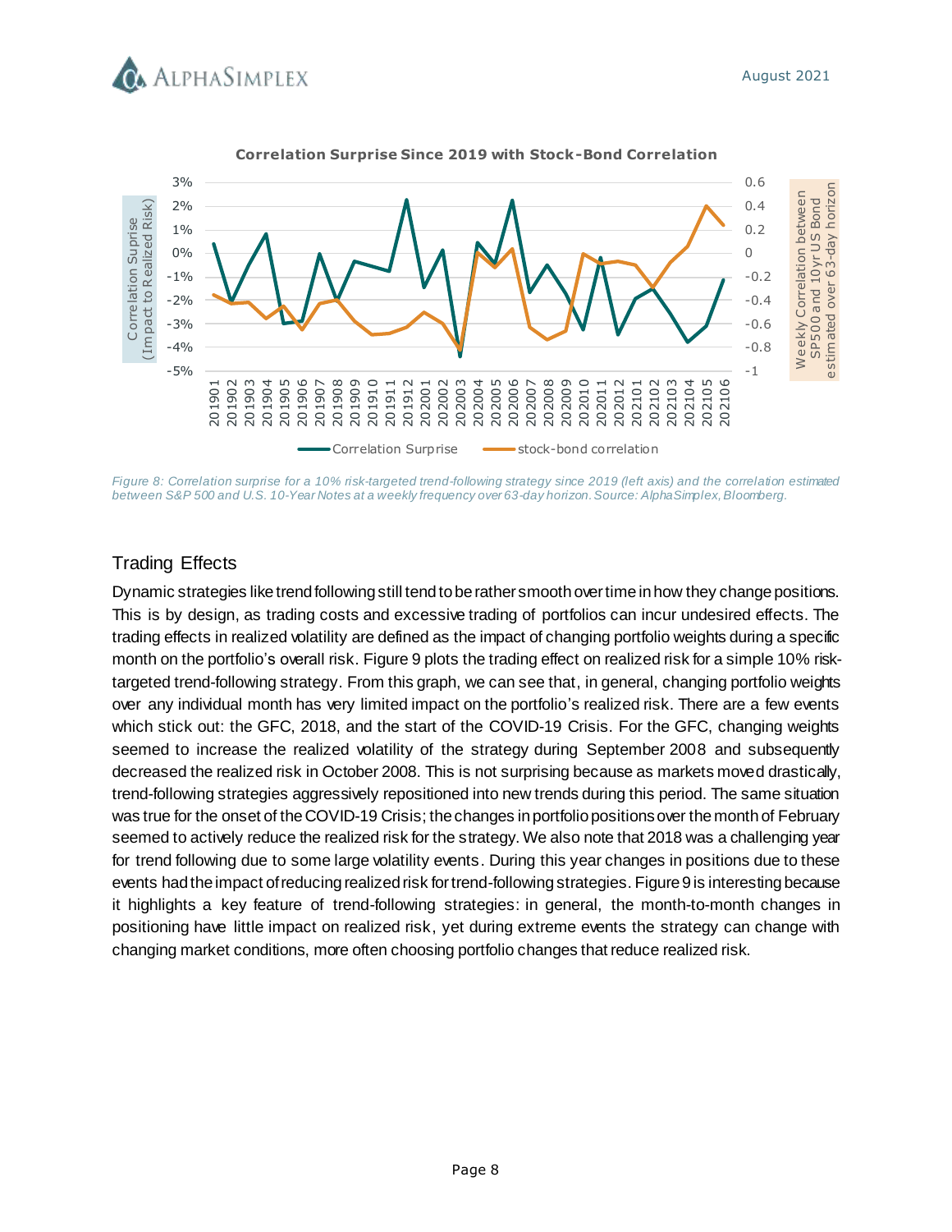Figure 8: Correlation surprise for a 10% risk-targeted trend-following strategy since 2019 (left axis) and the correlation estimated between S&P 500 and U.S. 10-Year Notes at a weekly frequency over 63-day horizon. Source: AlphaSimplex, Bloomberg.

## Trading Effects

Dynamic strategies like trend following still tend to be rather smooth over time in how they change positions. This is by design, as trading costs and excessive trading of portfolios can incur undesired effects. The trading effects in realized volatility are defined as the impact of changing portfolio weights during a specific month on the portfolio's overall risk. Figure 9 plots the trading effect on realized risk for a simple 10% risk-targeted trend-following strategy. From this graph, we can see that, in general, changing portfolio weights over any individual month has very limited impact on the portfolio's realized risk. There are a few events which stick out: the GFC, 2018, and the start of the COVID-19 Crisis. For the GFC, changing weights seemed to increase the realized volatility of the strategy during September 2008 and subsequently decreased the realized risk in October 2008. This is not surprising because as markets moved drastically, trend-following strategies aggressively repositioned into new trends during this period. The same situation was true for the onset of the COVID-19 Crisis; the changes in portfolio positions over the month of February seemed to actively reduce the realized risk for the strategy. We also note that 2018 was a challenging year for trend following due to some large volatility events. During this year changes in positions due to these events had the impact of reducing realized risk for trend-following strategies. Figure 9 is interesting because it highlights a key feature of trend-following strategies: in general, the month-to-month changes in positioning have little impact on realized risk, yet during extreme events the strategy can change with changing market conditions, more often choosing portfolio changes that reduce realized risk.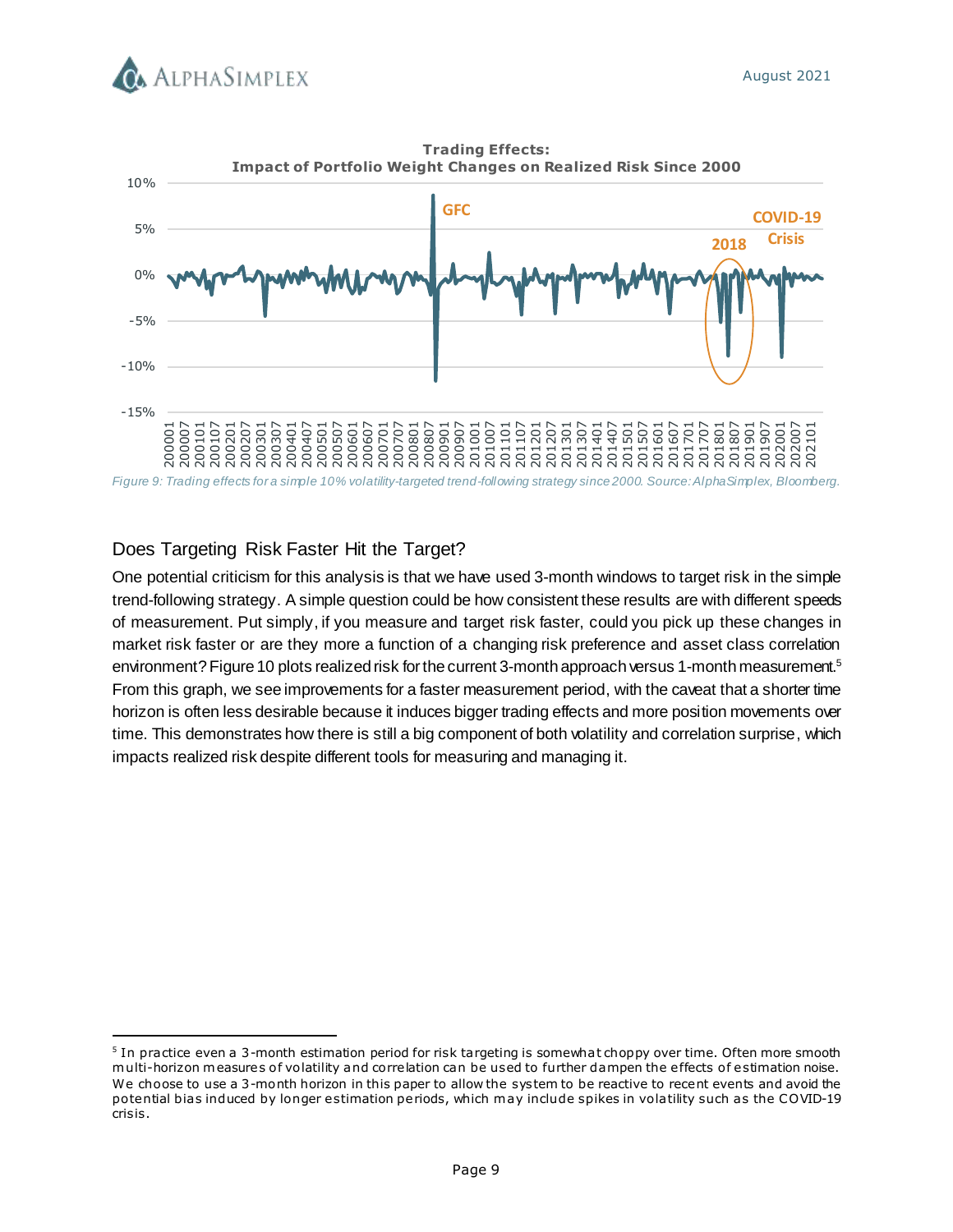**Trading Effects:**
**Impact of Portfolio Weight Changes on Realized Risk Since 2000**

*Figure 9: Trading effects for a simple 10% volatility-targeted trend-following strategy since 2000. Source: AlphaSimplex, Bloomberg.*

## Does Targeting Risk Faster Hit the Target?

One potential criticism for this analysis is that we have used 3-month windows to target risk in the simple trend-following strategy. A simple question could be how consistent these results are with different speeds of measurement. Put simply, if you measure and target risk faster, could you pick up these changes in market risk faster or are they more a function of a changing risk preference and asset class correlation environment? Figure 10 plots realized risk for the current 3-month approach versus 1-month measurement.[5] From this graph, we see improvements for a faster measurement period, with the caveat that a shorter time horizon is often less desirable because it induces bigger trading effects and more position movements over time. This demonstrates how there is still a big component of both volatility and correlation surprise, which impacts realized risk despite different tools for measuring and managing it.

---

[5] In practice even a 3-month estimation period for risk targeting is somewhat choppy over time. Often more smooth multi-horizon measures of volatility and correlation can be used to further dampen the effects of estimation noise. We choose to use a 3-month horizon in this paper to allow the system to be reactive to recent events and avoid the potential bias induced by longer estimation periods, which may include spikes in volatility such as the COVID-19 crisis.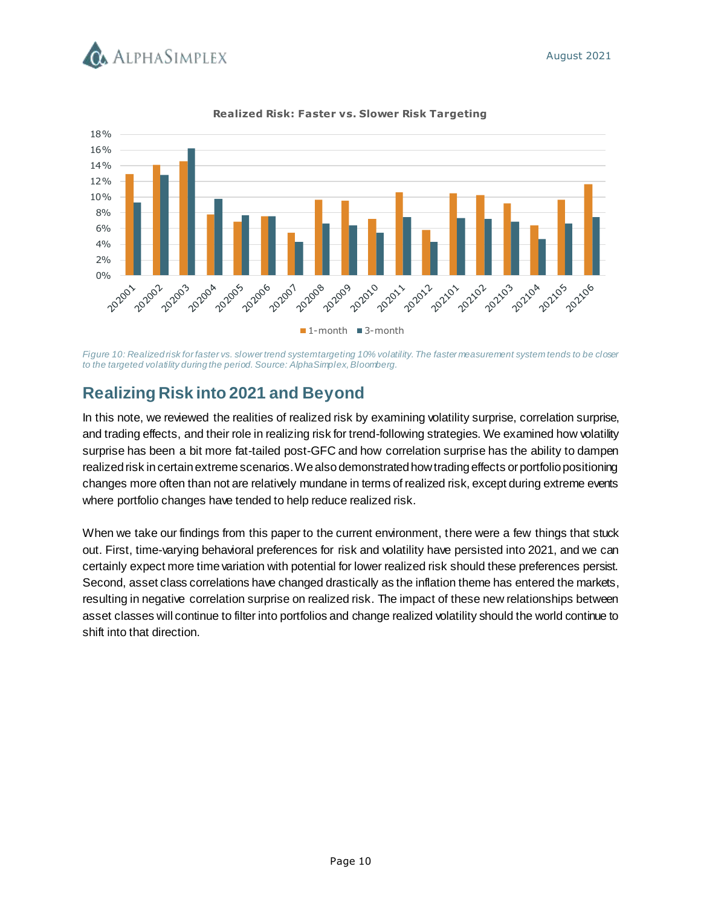*Figure 10: Realized risk for faster vs. slower trend system targeting 10% volatility. The faster measurement system tends to be closer to the targeted volatility during the period. Source: AlphaSimplex, Bloomberg.*

## Realizing Risk into 2021 and Beyond

In this note, we reviewed the realities of realized risk by examining volatility surprise, correlation surprise, and trading effects, and their role in realizing risk for trend-following strategies. We examined how volatility surprise has been a bit more fat-tailed post-GFC and how correlation surprise has the ability to dampen realized risk in certain extreme scenarios. We also demonstrated how trading effects or portfolio positioning changes more often than not are relatively mundane in terms of realized risk, except during extreme events where portfolio changes have tended to help reduce realized risk.

When we take our findings from this paper to the current environment, there were a few things that stuck out. First, time-varying behavioral preferences for risk and volatility have persisted into 2021, and we can certainly expect more time variation with potential for lower realized risk should these preferences persist. Second, asset class correlations have changed drastically as the inflation theme has entered the markets, resulting in negative correlation surprise on realized risk. The impact of these new relationships between asset classes will continue to filter into portfolios and change realized volatility should the world continue to shift into that direction.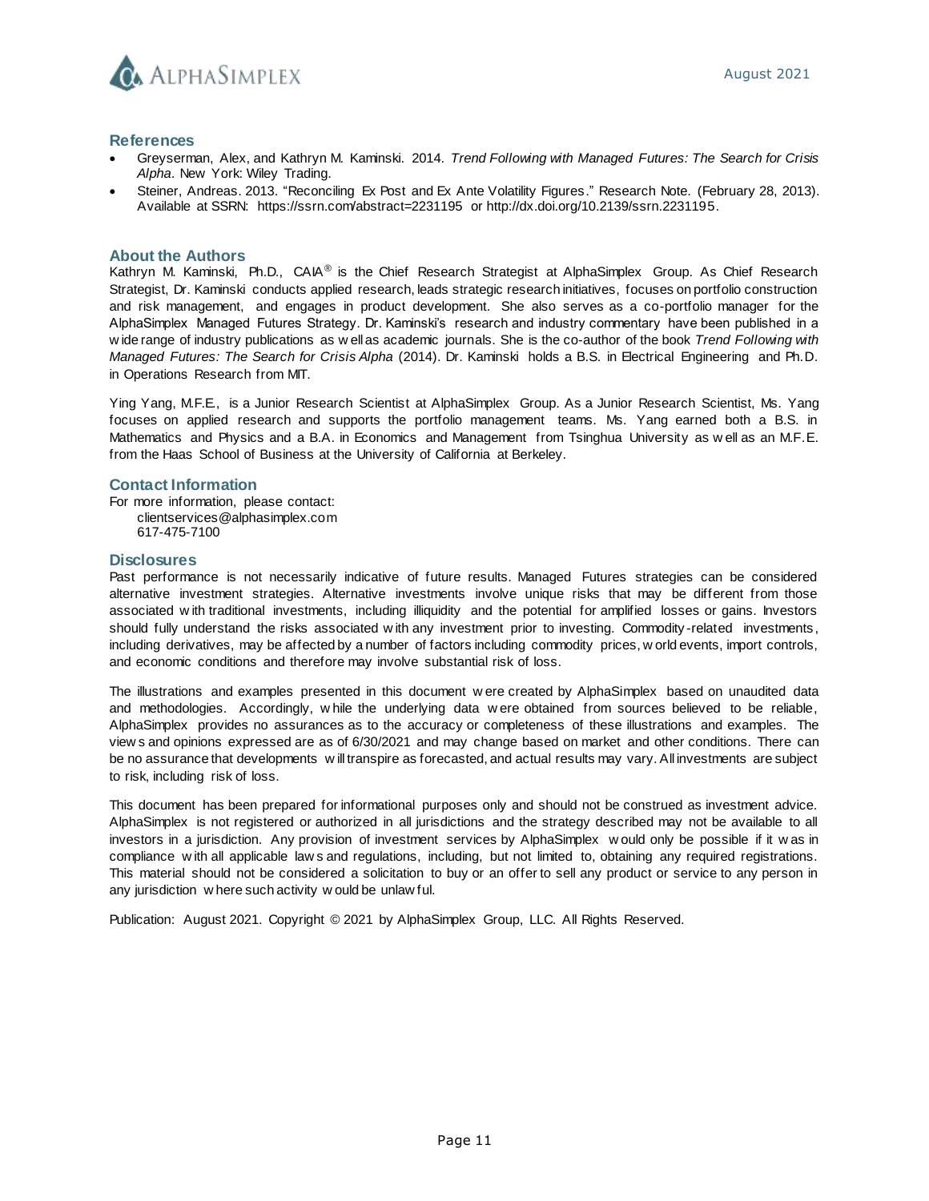## References

- Greyserman, Alex, and Kathryn M. Kaminski. 2014. *Trend Following with Managed Futures: The Search for Crisis Alpha*. New York: Wiley Trading.
- Steiner, Andreas. 2013. "Reconciling Ex Post and Ex Ante Volatility Figures." Research Note. (February 28, 2013). Available at SSRN: https://ssrn.com/abstract=2231195 or http://dx.doi.org/10.2139/ssrn.2231195.

## About the Authors

Kathryn M. Kaminski, Ph.D., CAIA® is the Chief Research Strategist at AlphaSimplex Group. As Chief Research Strategist, Dr. Kaminski conducts applied research, leads strategic research initiatives, focuses on portfolio construction and risk management, and engages in product development. She also serves as a co-portfolio manager for the AlphaSimplex Managed Futures Strategy. Dr. Kaminski's research and industry commentary have been published in a wide range of industry publications as well as academic journals. She is the co-author of the book *Trend Following with Managed Futures: The Search for Crisis Alpha* (2014). Dr. Kaminski holds a B.S. in Electrical Engineering and Ph.D. in Operations Research from MIT.

Ying Yang, M.F.E., is a Junior Research Scientist at AlphaSimplex Group. As a Junior Research Scientist, Ms. Yang focuses on applied research and supports the portfolio management teams. Ms. Yang earned both a B.S. in Mathematics and Physics and a B.A. in Economics and Management from Tsinghua University as well as an M.F.E. from the Haas School of Business at the University of California at Berkeley.

## Contact Information

For more information, please contact:
clientservices@alphasimplex.com
617-475-7100

## Disclosures

Past performance is not necessarily indicative of future results. Managed Futures strategies can be considered alternative investment strategies. Alternative investments involve unique risks that may be different from those associated with traditional investments, including illiquidity and the potential for amplified losses or gains. Investors should fully understand the risks associated with any investment prior to investing. Commodity-related investments, including derivatives, may be affected by a number of factors including commodity prices, world events, import controls, and economic conditions and therefore may involve substantial risk of loss.

The illustrations and examples presented in this document were created by AlphaSimplex based on unaudited data and methodologies. Accordingly, while the underlying data were obtained from sources believed to be reliable, AlphaSimplex provides no assurances as to the accuracy or completeness of these illustrations and examples. The views and opinions expressed are as of 6/30/2021 and may change based on market and other conditions. There can be no assurance that developments will transpire as forecasted, and actual results may vary. All investments are subject to risk, including risk of loss.

This document has been prepared for informational purposes only and should not be construed as investment advice. AlphaSimplex is not registered or authorized in all jurisdictions and the strategy described may not be available to all investors in a jurisdiction. Any provision of investment services by AlphaSimplex would only be possible if it was in compliance with all applicable laws and regulations, including, but not limited to, obtaining any required registrations. This material should not be considered a solicitation to buy or an offer to sell any product or service to any person in any jurisdiction where such activity would be unlawful.

Publication: August 2021. Copyright © 2021 by AlphaSimplex Group, LLC. All Rights Reserved.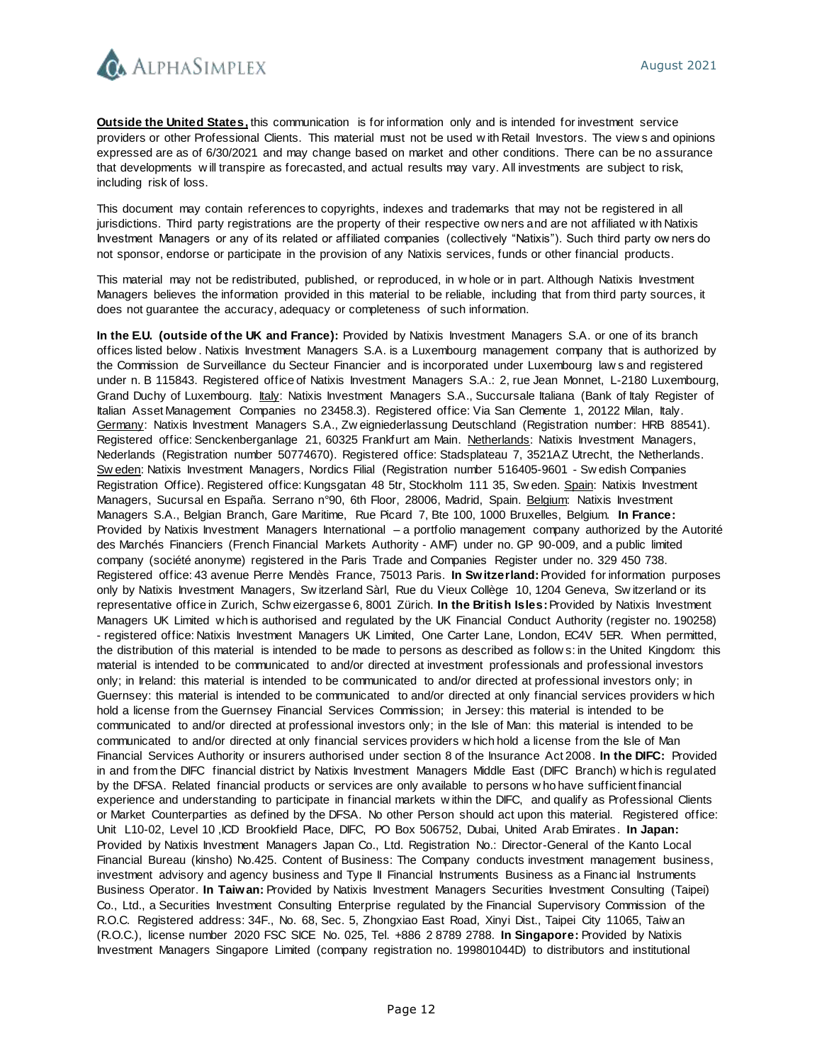**Outside the United States,** this communication is for information only and is intended for investment service providers or other Professional Clients. This material must not be used with Retail Investors. The views and opinions expressed are as of 6/30/2021 and may change based on market and other conditions. There can be no assurance that developments will transpire as forecasted, and actual results may vary. All investments are subject to risk, including risk of loss.

This document may contain references to copyrights, indexes and trademarks that may not be registered in all jurisdictions. Third party registrations are the property of their respective owners and are not affiliated with Natixis Investment Managers or any of its related or affiliated companies (collectively "Natixis"). Such third party owners do not sponsor, endorse or participate in the provision of any Natixis services, funds or other financial products.

This material may not be redistributed, published, or reproduced, in whole or in part. Although Natixis Investment Managers believes the information provided in this material to be reliable, including that from third party sources, it does not guarantee the accuracy, adequacy or completeness of such information.

**In the E.U. (outside of the UK and France):** Provided by Natixis Investment Managers S.A. or one of its branch offices listed below. Natixis Investment Managers S.A. is a Luxembourg management company that is authorized by the Commission de Surveillance du Secteur Financier and is incorporated under Luxembourg laws and registered under n. B 115843. Registered office of Natixis Investment Managers S.A.: 2, rue Jean Monnet, L-2180 Luxembourg, Grand Duchy of Luxembourg. Italy: Natixis Investment Managers S.A., Succursale Italiana (Bank of Italy Register of Italian Asset Management Companies no 23458.3). Registered office: Via San Clemente 1, 20122 Milan, Italy. Germany: Natixis Investment Managers S.A., Zweigniederlassung Deutschland (Registration number: HRB 88541). Registered office: Senckenberganlage 21, 60325 Frankfurt am Main. Netherlands: Natixis Investment Managers, Nederlands (Registration number 50774670). Registered office: Stadsplateau 7, 3521AZ Utrecht, the Netherlands. Sweden: Natixis Investment Managers, Nordics Filial (Registration number 516405-9601 - Swedish Companies Registration Office). Registered office: Kungsgatan 48 5tr, Stockholm 111 35, Sweden. Spain: Natixis Investment Managers, Sucursal en España. Serrano n°90, 6th Floor, 28006, Madrid, Spain. Belgium: Natixis Investment Managers S.A., Belgian Branch, Gare Maritime, Rue Picard 7, Bte 100, 1000 Bruxelles, Belgium. **In France:** Provided by Natixis Investment Managers International – a portfolio management company authorized by the Autorité des Marchés Financiers (French Financial Markets Authority - AMF) under no. GP 90-009, and a public limited company (société anonyme) registered in the Paris Trade and Companies Register under no. 329 450 738. Registered office: 43 avenue Pierre Mendès France, 75013 Paris. **In Switzerland:** Provided for information purposes only by Natixis Investment Managers, Switzerland Sàrl, Rue du Vieux Collège 10, 1204 Geneva, Switzerland or its representative office in Zurich, Schweizergasse 6, 8001 Zürich. **In the British Isles:** Provided by Natixis Investment Managers UK Limited which is authorised and regulated by the UK Financial Conduct Authority (register no. 190258) - registered office: Natixis Investment Managers UK Limited, One Carter Lane, London, EC4V 5ER. When permitted, the distribution of this material is intended to be made to persons as described as follows: in the United Kingdom: this material is intended to be communicated to and/or directed at investment professionals and professional investors only; in Ireland: this material is intended to be communicated to and/or directed at professional investors only; in Guernsey: this material is intended to be communicated to and/or directed at only financial services providers which hold a license from the Guernsey Financial Services Commission; in Jersey: this material is intended to be communicated to and/or directed at professional investors only; in the Isle of Man: this material is intended to be communicated to and/or directed at only financial services providers which hold a license from the Isle of Man Financial Services Authority or insurers authorised under section 8 of the Insurance Act 2008. **In the DIFC:** Provided in and from the DIFC financial district by Natixis Investment Managers Middle East (DIFC Branch) which is regulated by the DFSA. Related financial products or services are only available to persons who have sufficient financial experience and understanding to participate in financial markets within the DIFC, and qualify as Professional Clients or Market Counterparties as defined by the DFSA. No other Person should act upon this material. Registered office: Unit L10-02, Level 10 ,ICD Brookfield Place, DIFC, PO Box 506752, Dubai, United Arab Emirates. **In Japan:** Provided by Natixis Investment Managers Japan Co., Ltd. Registration No.: Director-General of the Kanto Local Financial Bureau (kinsho) No.425. Content of Business: The Company conducts investment management business, investment advisory and agency business and Type II Financial Instruments Business as a Financial Instruments Business Operator. **In Taiwan:** Provided by Natixis Investment Managers Securities Investment Consulting (Taipei) Co., Ltd., a Securities Investment Consulting Enterprise regulated by the Financial Supervisory Commission of the R.O.C. Registered address: 34F., No. 68, Sec. 5, Zhongxiao East Road, Xinyi Dist., Taipei City 11065, Taiwan (R.O.C.), license number 2020 FSC SICE No. 025, Tel. +886 2 8789 2788. **In Singapore:** Provided by Natixis Investment Managers Singapore Limited (company registration no. 199801044D) to distributors and institutional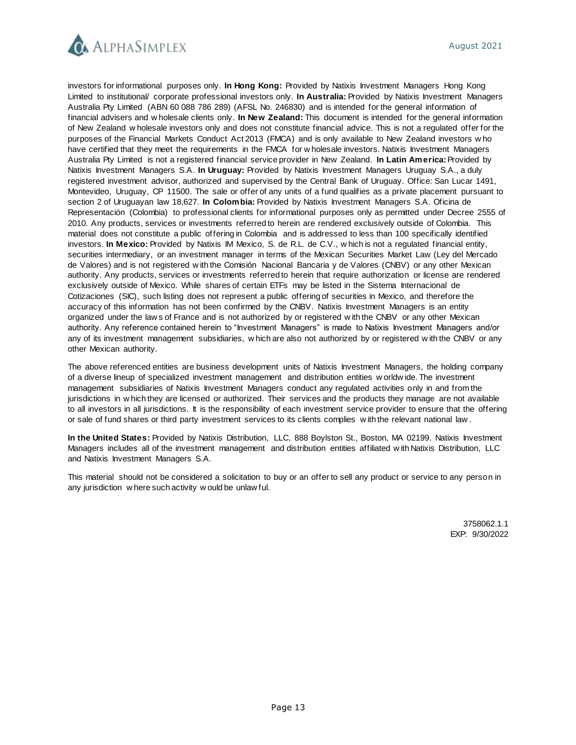investors for informational purposes only. **In Hong Kong:** Provided by Natixis Investment Managers Hong Kong Limited to institutional/ corporate professional investors only. **In Australia:** Provided by Natixis Investment Managers Australia Pty Limited (ABN 60 088 786 289) (AFSL No. 246830) and is intended for the general information of financial advisers and wholesale clients only. **In New Zealand:** This document is intended for the general information of New Zealand wholesale investors only and does not constitute financial advice. This is not a regulated offer for the purposes of the Financial Markets Conduct Act 2013 (FMCA) and is only available to New Zealand investors who have certified that they meet the requirements in the FMCA for wholesale investors. Natixis Investment Managers Australia Pty Limited is not a registered financial service provider in New Zealand. **In Latin America:** Provided by Natixis Investment Managers S.A. **In Uruguay:** Provided by Natixis Investment Managers Uruguay S.A., a duly registered investment advisor, authorized and supervised by the Central Bank of Uruguay. Office: San Lucar 1491, Montevideo, Uruguay, CP 11500. The sale or offer of any units of a fund qualifies as a private placement pursuant to section 2 of Uruguayan law 18,627. **In Colombia:** Provided by Natixis Investment Managers S.A. Oficina de Representación (Colombia) to professional clients for informational purposes only as permitted under Decree 2555 of 2010. Any products, services or investments referred to herein are rendered exclusively outside of Colombia. This material does not constitute a public offering in Colombia and is addressed to less than 100 specifically identified investors. **In Mexico:** Provided by Natixis IM Mexico, S. de R.L. de C.V., which is not a regulated financial entity, securities intermediary, or an investment manager in terms of the Mexican Securities Market Law (Ley del Mercado de Valores) and is not registered with the Comisión Nacional Bancaria y de Valores (CNBV) or any other Mexican authority. Any products, services or investments referred to herein that require authorization or license are rendered exclusively outside of Mexico. While shares of certain ETFs may be listed in the Sistema Internacional de Cotizaciones (SIC), such listing does not represent a public offering of securities in Mexico, and therefore the accuracy of this information has not been confirmed by the CNBV. Natixis Investment Managers is an entity organized under the laws of France and is not authorized by or registered with the CNBV or any other Mexican authority. Any reference contained herein to "Investment Managers" is made to Natixis Investment Managers and/or any of its investment management subsidiaries, which are also not authorized by or registered with the CNBV or any other Mexican authority.

The above referenced entities are business development units of Natixis Investment Managers, the holding company of a diverse lineup of specialized investment management and distribution entities worldwide. The investment management subsidiaries of Natixis Investment Managers conduct any regulated activities only in and from the jurisdictions in which they are licensed or authorized. Their services and the products they manage are not available to all investors in all jurisdictions. It is the responsibility of each investment service provider to ensure that the offering or sale of fund shares or third party investment services to its clients complies with the relevant national law.

**In the United States:** Provided by Natixis Distribution, LLC, 888 Boylston St., Boston, MA 02199. Natixis Investment Managers includes all of the investment management and distribution entities affiliated with Natixis Distribution, LLC and Natixis Investment Managers S.A.

This material should not be considered a solicitation to buy or an offer to sell any product or service to any person in any jurisdiction where such activity would be unlawful.

3758062.1.1
EXP: 9/30/2022